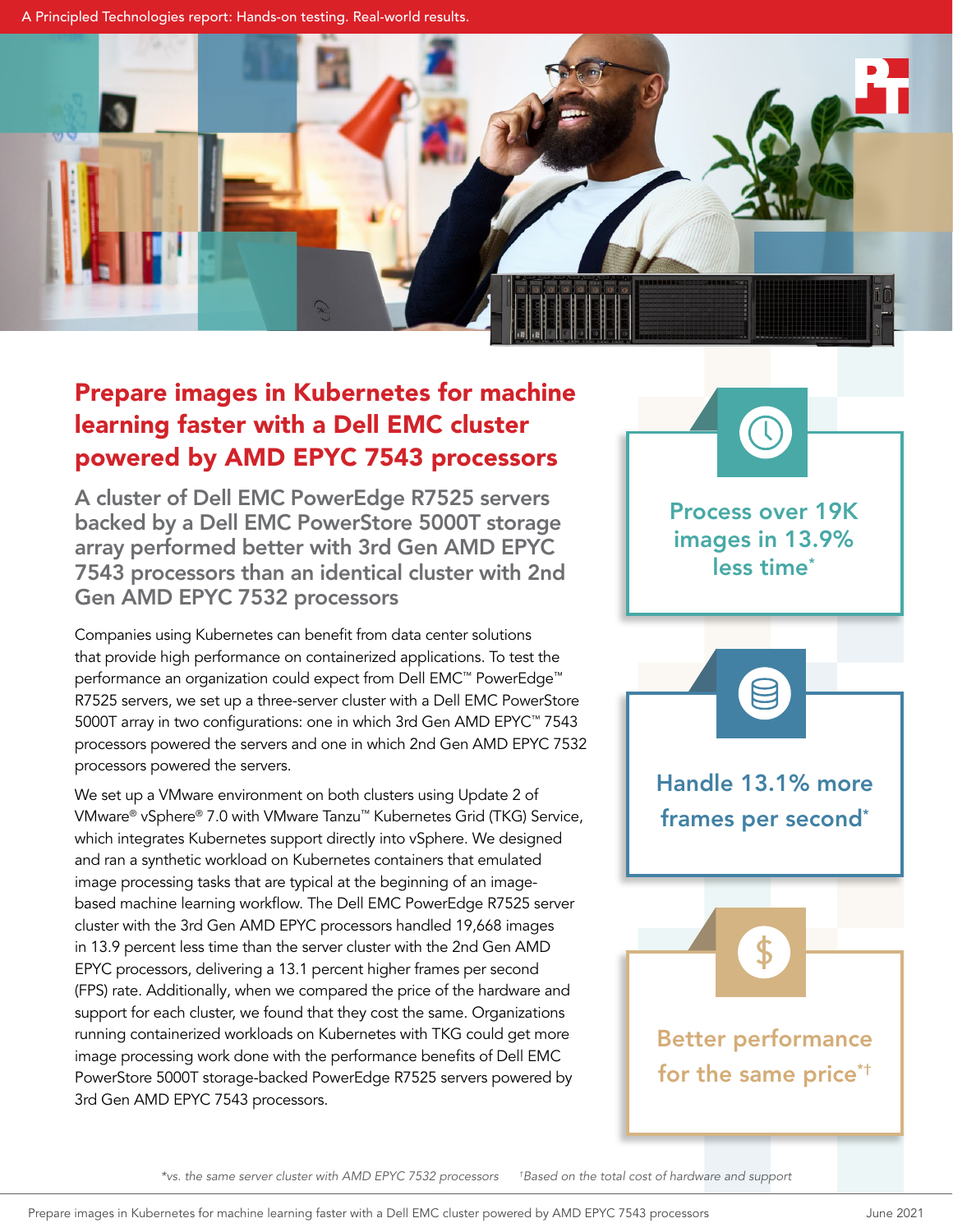A Principled Technologies report: Hands-on testing. Real-world results.

# Prepare images in Kubernetes for machine learning faster with a Dell EMC cluster powered by AMD EPYC 7543 processors

## A cluster of Dell EMC PowerEdge R7525 servers backed by a Dell EMC PowerStore 5000T storage array performed better with 3rd Gen AMD EPYC 7543 processors than an identical cluster with 2nd Gen AMD EPYC 7532 processors

Companies using Kubernetes can benefit from data center solutions that provide high performance on containerized applications. To test the performance an organization could expect from Dell EMC™ PowerEdge™ R7525 servers, we set up a three-server cluster with a Dell EMC PowerStore 5000T array in two configurations: one in which 3rd Gen AMD EPYC™ 7543 processors powered the servers and one in which 2nd Gen AMD EPYC 7532 processors powered the servers.

We set up a VMware environment on both clusters using Update 2 of VMware® vSphere® 7.0 with VMware Tanzu™ Kubernetes Grid (TKG) Service, which integrates Kubernetes support directly into vSphere. We designed and ran a synthetic workload on Kubernetes containers that emulated image processing tasks that are typical at the beginning of an image-based machine learning workflow. The Dell EMC PowerEdge R7525 server cluster with the 3rd Gen AMD EPYC processors handled 19,668 images in 13.9 percent less time than the server cluster with the 2nd Gen AMD EPYC processors, delivering a 13.1 percent higher frames per second (FPS) rate. Additionally, when we compared the price of the hardware and support for each cluster, we found that they cost the same. Organizations running containerized workloads on Kubernetes with TKG could get more image processing work done with the performance benefits of Dell EMC PowerStore 5000T storage-backed PowerEdge R7525 servers powered by 3rd Gen AMD EPYC 7543 processors.

**Process over 19K images in 13.9% less time***

**Handle 13.1% more frames per second***

**Better performance for the same price*†**

*vs. the same server cluster with AMD EPYC 7532 processors †Based on the total cost of hardware and support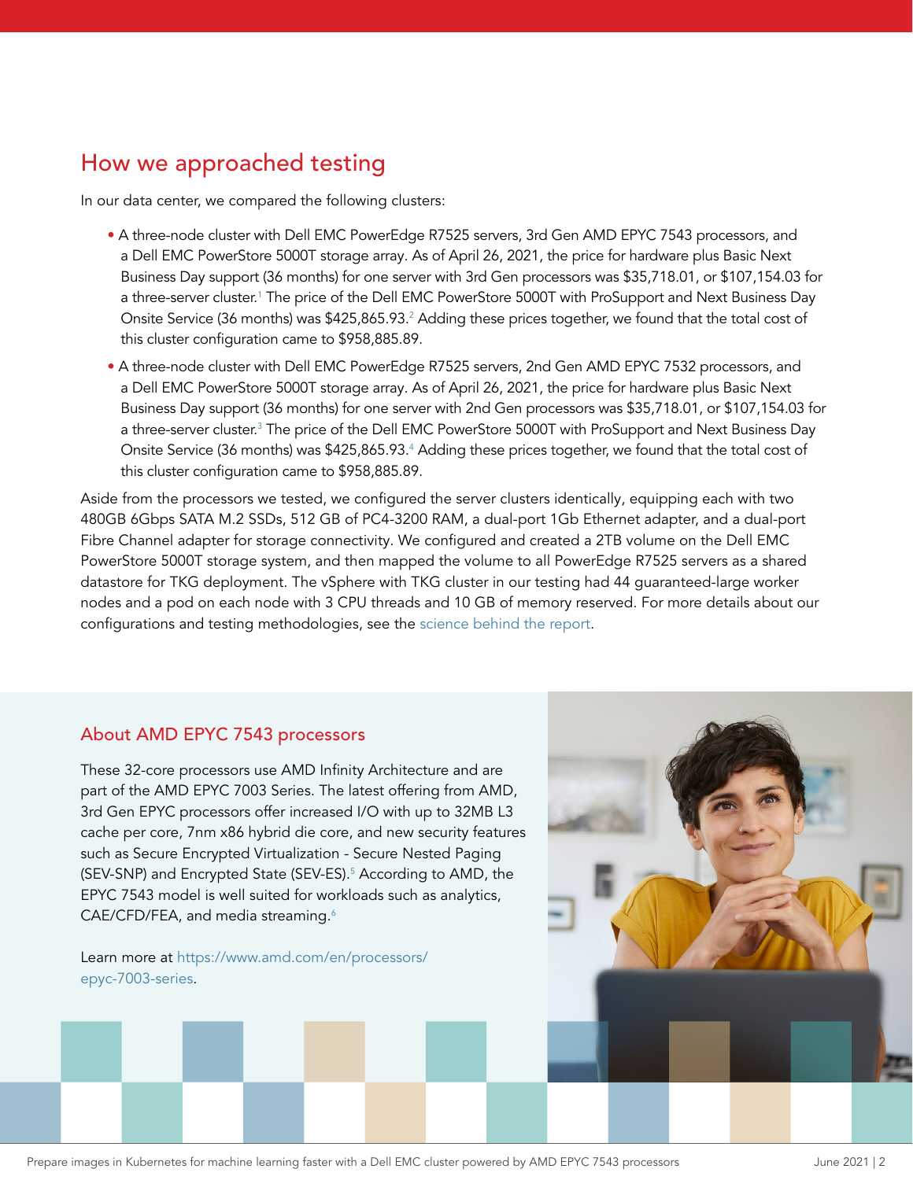## How we approached testing

In our data center, we compared the following clusters:

- A three-node cluster with Dell EMC PowerEdge R7525 servers, 3rd Gen AMD EPYC 7543 processors, and a Dell EMC PowerStore 5000T storage array. As of April 26, 2021, the price for hardware plus Basic Next Business Day support (36 months) for one server with 3rd Gen processors was $35,718.01, or $107,154.03 for a three-server cluster.[1] The price of the Dell EMC PowerStore 5000T with ProSupport and Next Business Day Onsite Service (36 months) was $425,865.93.[2] Adding these prices together, we found that the total cost of this cluster configuration came to $958,885.89.
- A three-node cluster with Dell EMC PowerEdge R7525 servers, 2nd Gen AMD EPYC 7532 processors, and a Dell EMC PowerStore 5000T storage array. As of April 26, 2021, the price for hardware plus Basic Next Business Day support (36 months) for one server with 2nd Gen processors was $35,718.01, or $107,154.03 for a three-server cluster.[3] The price of the Dell EMC PowerStore 5000T with ProSupport and Next Business Day Onsite Service (36 months) was $425,865.93.[4] Adding these prices together, we found that the total cost of this cluster configuration came to $958,885.89.

Aside from the processors we tested, we configured the server clusters identically, equipping each with two 480GB 6Gbps SATA M.2 SSDs, 512 GB of PC4-3200 RAM, a dual-port 1Gb Ethernet adapter, and a dual-port Fibre Channel adapter for storage connectivity. We configured and created a 2TB volume on the Dell EMC PowerStore 5000T storage system, and then mapped the volume to all PowerEdge R7525 servers as a shared datastore for TKG deployment. The vSphere with TKG cluster in our testing had 44 guaranteed-large worker nodes and a pod on each node with 3 CPU threads and 10 GB of memory reserved. For more details about our configurations and testing methodologies, see the science behind the report.

### About AMD EPYC 7543 processors

These 32-core processors use AMD Infinity Architecture and are part of the AMD EPYC 7003 Series. The latest offering from AMD, 3rd Gen EPYC processors offer increased I/O with up to 32MB L3 cache per core, 7nm x86 hybrid die core, and new security features such as Secure Encrypted Virtualization - Secure Nested Paging (SEV-SNP) and Encrypted State (SEV-ES).[5] According to AMD, the EPYC 7543 model is well suited for workloads such as analytics, CAE/CFD/FEA, and media streaming.[6]

Learn more at https://www.amd.com/en/processors/epyc-7003-series.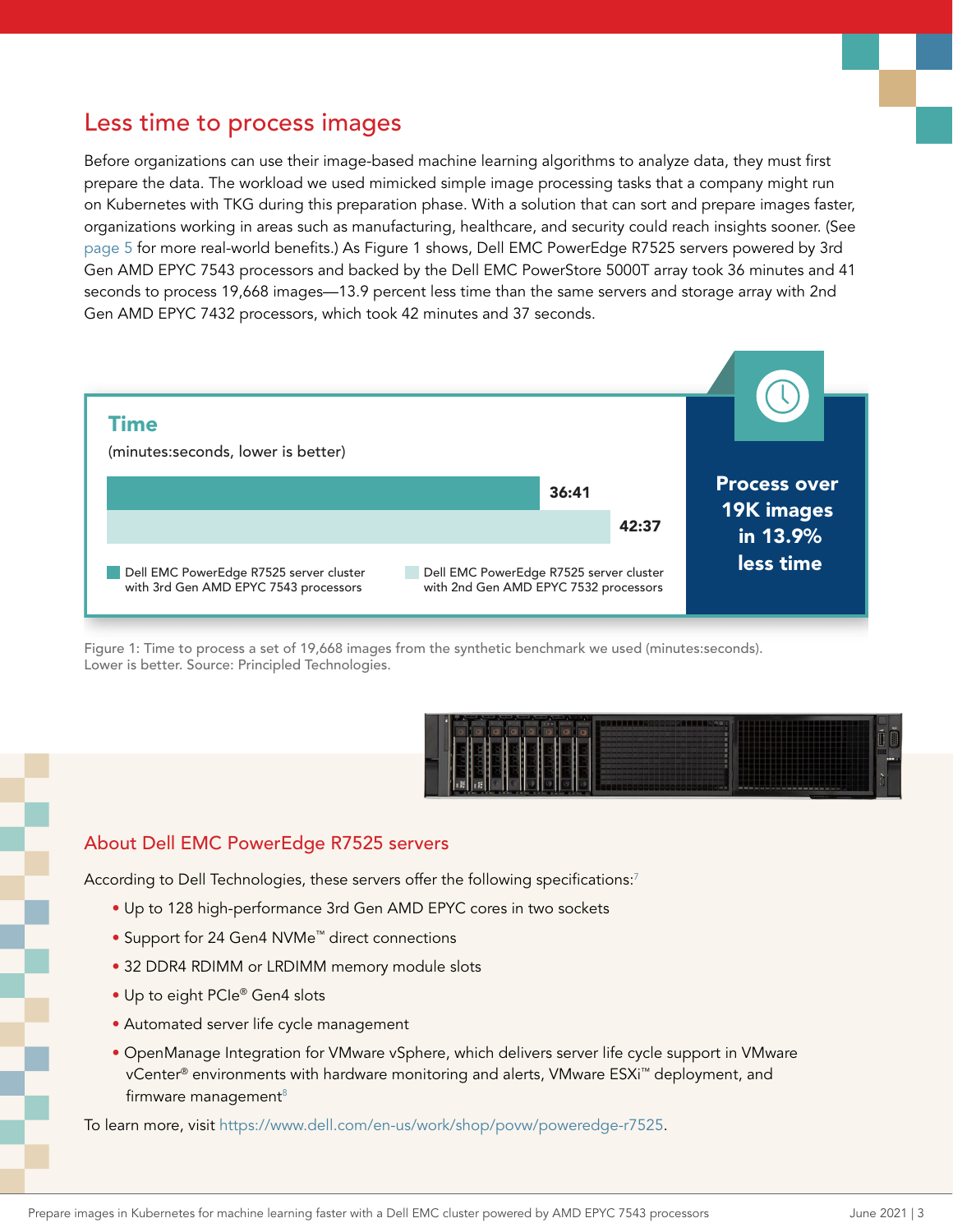## Less time to process images

Before organizations can use their image-based machine learning algorithms to analyze data, they must first prepare the data. The workload we used mimicked simple image processing tasks that a company might run on Kubernetes with TKG during this preparation phase. With a solution that can sort and prepare images faster, organizations working in areas such as manufacturing, healthcare, and security could reach insights sooner. (See page 5 for more real-world benefits.) As Figure 1 shows, Dell EMC PowerEdge R7525 servers powered by 3rd Gen AMD EPYC 7543 processors and backed by the Dell EMC PowerStore 5000T array took 36 minutes and 41 seconds to process 19,668 images—13.9 percent less time than the same servers and storage array with 2nd Gen AMD EPYC 7432 processors, which took 42 minutes and 37 seconds.

**Time**

(minutes:seconds, lower is better)

| Configuration | Time |
| --- | --- |
| Dell EMC PowerEdge R7525 server cluster with 3rd Gen AMD EPYC 7543 processors | 36:41 |
| Dell EMC PowerEdge R7525 server cluster with 2nd Gen AMD EPYC 7532 processors | 42:37 |

**Process over 19K images in 13.9% less time**

Figure 1: Time to process a set of 19,668 images from the synthetic benchmark we used (minutes:seconds). Lower is better. Source: Principled Technologies.

## About Dell EMC PowerEdge R7525 servers

According to Dell Technologies, these servers offer the following specifications:[7]

- Up to 128 high-performance 3rd Gen AMD EPYC cores in two sockets
- Support for 24 Gen4 NVMe™ direct connections
- 32 DDR4 RDIMM or LRDIMM memory module slots
- Up to eight PCIe® Gen4 slots
- Automated server life cycle management
- OpenManage Integration for VMware vSphere, which delivers server life cycle support in VMware vCenter® environments with hardware monitoring and alerts, VMware ESXi™ deployment, and firmware management[8]

To learn more, visit https://www.dell.com/en-us/work/shop/povw/poweredge-r7525.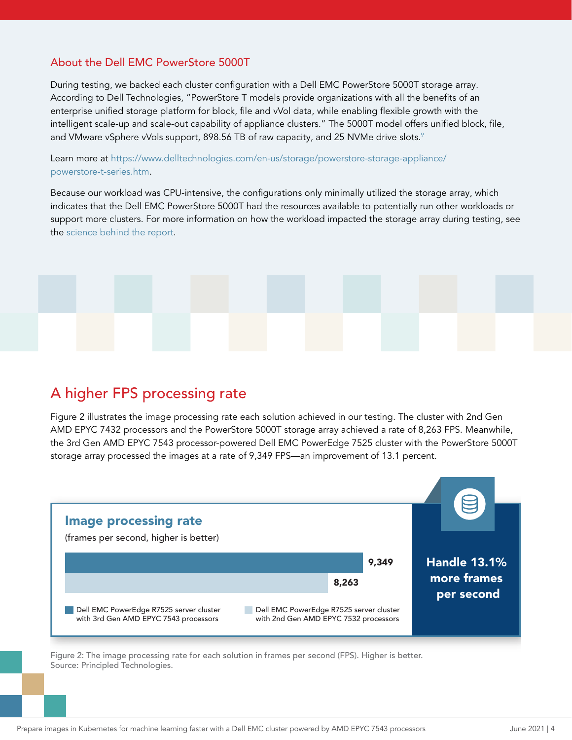## About the Dell EMC PowerStore 5000T

During testing, we backed each cluster configuration with a Dell EMC PowerStore 5000T storage array. According to Dell Technologies, "PowerStore T models provide organizations with all the benefits of an enterprise unified storage platform for block, file and vVol data, while enabling flexible growth with the intelligent scale-up and scale-out capability of appliance clusters." The 5000T model offers unified block, file, and VMware vSphere vVols support, 898.56 TB of raw capacity, and 25 NVMe drive slots.[9]

Learn more at https://www.delltechnologies.com/en-us/storage/powerstore-storage-appliance/powerstore-t-series.htm.

Because our workload was CPU-intensive, the configurations only minimally utilized the storage array, which indicates that the Dell EMC PowerStore 5000T had the resources available to potentially run other workloads or support more clusters. For more information on how the workload impacted the storage array during testing, see the science behind the report.

# A higher FPS processing rate

Figure 2 illustrates the image processing rate each solution achieved in our testing. The cluster with 2nd Gen AMD EPYC 7432 processors and the PowerStore 5000T storage array achieved a rate of 8,263 FPS. Meanwhile, the 3rd Gen AMD EPYC 7543 processor-powered Dell EMC PowerEdge 7525 cluster with the PowerStore 5000T storage array processed the images at a rate of 9,349 FPS—an improvement of 13.1 percent.

**Image processing rate**

(frames per second, higher is better)

| Solution | Frames per second |
| --- | --- |
| Dell EMC PowerEdge R7525 server cluster with 3rd Gen AMD EPYC 7543 processors | 9,349 |
| Dell EMC PowerEdge R7525 server cluster with 2nd Gen AMD EPYC 7532 processors | 8,263 |

**Handle 13.1% more frames per second**

Figure 2: The image processing rate for each solution in frames per second (FPS). Higher is better. Source: Principled Technologies.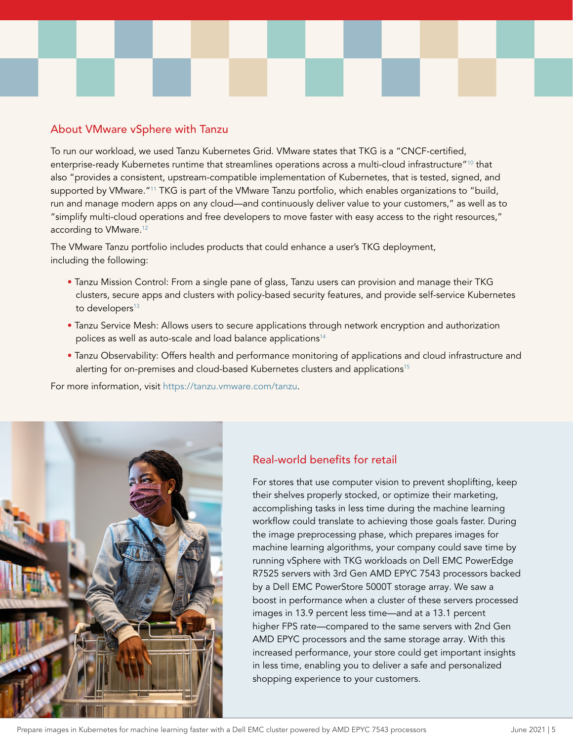## About VMware vSphere with Tanzu

To run our workload, we used Tanzu Kubernetes Grid. VMware states that TKG is a "CNCF-certified, enterprise-ready Kubernetes runtime that streamlines operations across a multi-cloud infrastructure"[10] that also "provides a consistent, upstream-compatible implementation of Kubernetes, that is tested, signed, and supported by VMware."[11] TKG is part of the VMware Tanzu portfolio, which enables organizations to "build, run and manage modern apps on any cloud—and continuously deliver value to your customers," as well as to "simplify multi-cloud operations and free developers to move faster with easy access to the right resources," according to VMware.[12]

The VMware Tanzu portfolio includes products that could enhance a user's TKG deployment, including the following:

- Tanzu Mission Control: From a single pane of glass, Tanzu users can provision and manage their TKG clusters, secure apps and clusters with policy-based security features, and provide self-service Kubernetes to developers[13]
- Tanzu Service Mesh: Allows users to secure applications through network encryption and authorization polices as well as auto-scale and load balance applications[14]
- Tanzu Observability: Offers health and performance monitoring of applications and cloud infrastructure and alerting for on-premises and cloud-based Kubernetes clusters and applications[15]

For more information, visit https://tanzu.vmware.com/tanzu.

## Real-world benefits for retail

For stores that use computer vision to prevent shoplifting, keep their shelves properly stocked, or optimize their marketing, accomplishing tasks in less time during the machine learning workflow could translate to achieving those goals faster. During the image preprocessing phase, which prepares images for machine learning algorithms, your company could save time by running vSphere with TKG workloads on Dell EMC PowerEdge R7525 servers with 3rd Gen AMD EPYC 7543 processors backed by a Dell EMC PowerStore 5000T storage array. We saw a boost in performance when a cluster of these servers processed images in 13.9 percent less time—and at a 13.1 percent higher FPS rate—compared to the same servers with 2nd Gen AMD EPYC processors and the same storage array. With this increased performance, your store could get important insights in less time, enabling you to deliver a safe and personalized shopping experience to your customers.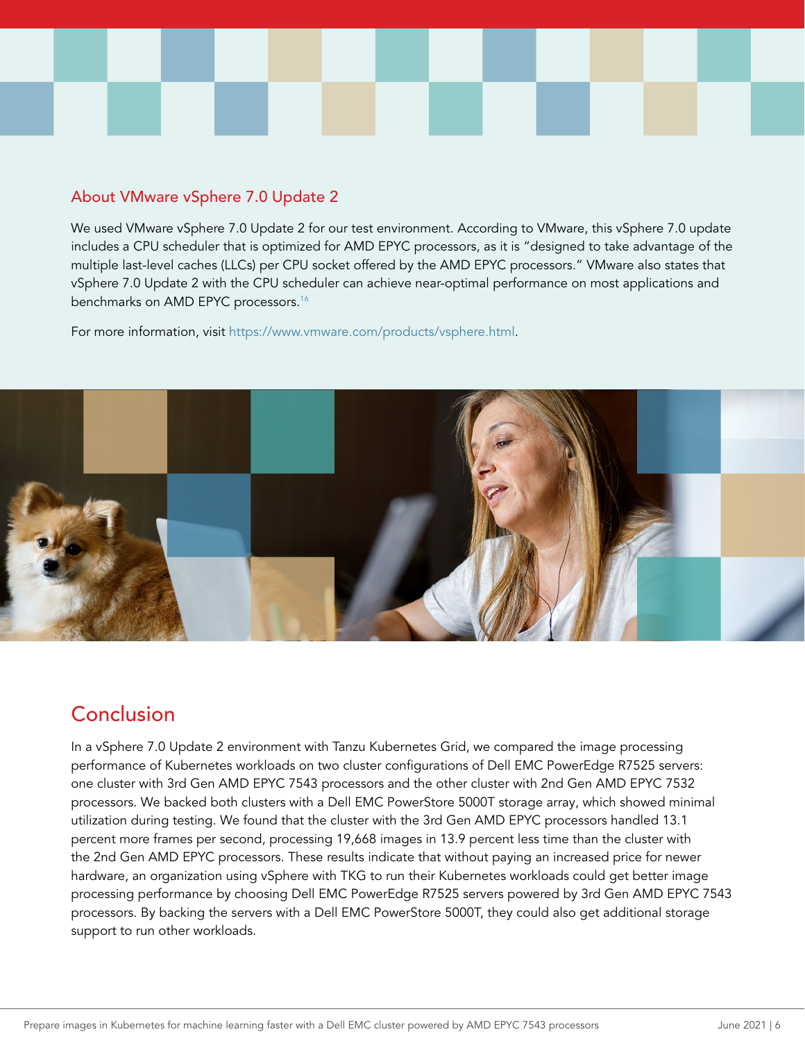## About VMware vSphere 7.0 Update 2

We used VMware vSphere 7.0 Update 2 for our test environment. According to VMware, this vSphere 7.0 update includes a CPU scheduler that is optimized for AMD EPYC processors, as it is "designed to take advantage of the multiple last-level caches (LLCs) per CPU socket offered by the AMD EPYC processors." VMware also states that vSphere 7.0 Update 2 with the CPU scheduler can achieve near-optimal performance on most applications and benchmarks on AMD EPYC processors.[16]

For more information, visit https://www.vmware.com/products/vsphere.html.

## Conclusion

In a vSphere 7.0 Update 2 environment with Tanzu Kubernetes Grid, we compared the image processing performance of Kubernetes workloads on two cluster configurations of Dell EMC PowerEdge R7525 servers: one cluster with 3rd Gen AMD EPYC 7543 processors and the other cluster with 2nd Gen AMD EPYC 7532 processors. We backed both clusters with a Dell EMC PowerStore 5000T storage array, which showed minimal utilization during testing. We found that the cluster with the 3rd Gen AMD EPYC processors handled 13.1 percent more frames per second, processing 19,668 images in 13.9 percent less time than the cluster with the 2nd Gen AMD EPYC processors. These results indicate that without paying an increased price for newer hardware, an organization using vSphere with TKG to run their Kubernetes workloads could get better image processing performance by choosing Dell EMC PowerEdge R7525 servers powered by 3rd Gen AMD EPYC 7543 processors. By backing the servers with a Dell EMC PowerStore 5000T, they could also get additional storage support to run other workloads.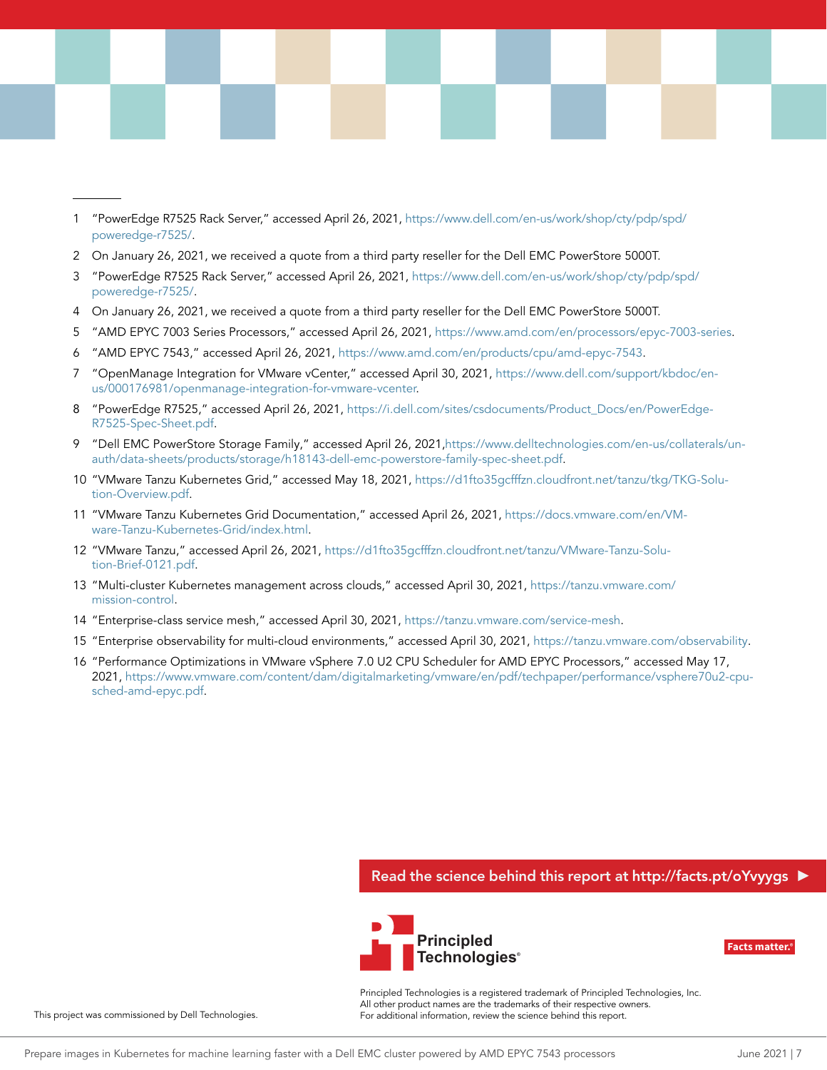1 "PowerEdge R7525 Rack Server," accessed April 26, 2021, https://www.dell.com/en-us/work/shop/cty/pdp/spd/poweredge-r7525/.

2 On January 26, 2021, we received a quote from a third party reseller for the Dell EMC PowerStore 5000T.

3 "PowerEdge R7525 Rack Server," accessed April 26, 2021, https://www.dell.com/en-us/work/shop/cty/pdp/spd/poweredge-r7525/.

4 On January 26, 2021, we received a quote from a third party reseller for the Dell EMC PowerStore 5000T.

5 "AMD EPYC 7003 Series Processors," accessed April 26, 2021, https://www.amd.com/en/processors/epyc-7003-series.

6 "AMD EPYC 7543," accessed April 26, 2021, https://www.amd.com/en/products/cpu/amd-epyc-7543.

7 "OpenManage Integration for VMware vCenter," accessed April 30, 2021, https://www.dell.com/support/kbdoc/en-us/000176981/openmanage-integration-for-vmware-vcenter.

8 "PowerEdge R7525," accessed April 26, 2021, https://i.dell.com/sites/csdocuments/Product_Docs/en/PowerEdge-R7525-Spec-Sheet.pdf.

9 "Dell EMC PowerStore Storage Family," accessed April 26, 2021,https://www.delltechnologies.com/en-us/collaterals/unauth/data-sheets/products/storage/h18143-dell-emc-powerstore-family-spec-sheet.pdf.

10 "VMware Tanzu Kubernetes Grid," accessed May 18, 2021, https://d1fto35gcfffzn.cloudfront.net/tanzu/tkg/TKG-Solution-Overview.pdf.

11 "VMware Tanzu Kubernetes Grid Documentation," accessed April 26, 2021, https://docs.vmware.com/en/VMware-Tanzu-Kubernetes-Grid/index.html.

12 "VMware Tanzu," accessed April 26, 2021, https://d1fto35gcfffzn.cloudfront.net/tanzu/VMware-Tanzu-Solution-Brief-0121.pdf.

13 "Multi-cluster Kubernetes management across clouds," accessed April 30, 2021, https://tanzu.vmware.com/mission-control.

14 "Enterprise-class service mesh," accessed April 30, 2021, https://tanzu.vmware.com/service-mesh.

15 "Enterprise observability for multi-cloud environments," accessed April 30, 2021, https://tanzu.vmware.com/observability.

16 "Performance Optimizations in VMware vSphere 7.0 U2 CPU Scheduler for AMD EPYC Processors," accessed May 17, 2021, https://www.vmware.com/content/dam/digitalmarketing/vmware/en/pdf/techpaper/performance/vsphere70u2-cpu-sched-amd-epyc.pdf.

**Read the science behind this report at http://facts.pt/oYvyygs ▶**

Principled Technologies®

Facts matter.®

Principled Technologies is a registered trademark of Principled Technologies, Inc.
All other product names are the trademarks of their respective owners.
For additional information, review the science behind this report.

This project was commissioned by Dell Technologies.